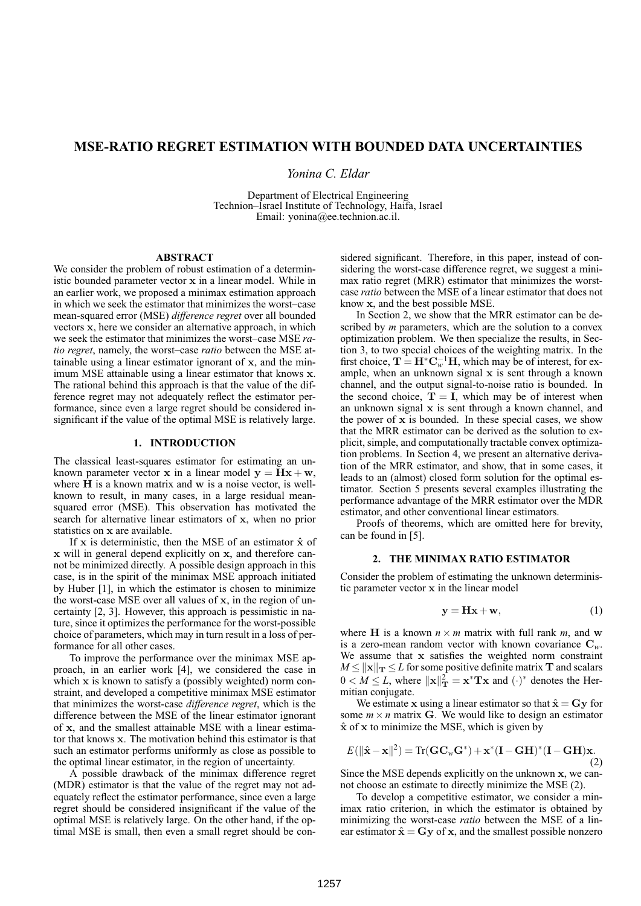# MSE-RATIO REGRET ESTIMATION WITH BOUNDED DATA UNCERTAINTIES

*Yonina C. Eldar*

Department of Electrical Engineering
Technion–Israel Institute of Technology, Haifa, Israel
Email: yonina@ee.technion.ac.il.

## ABSTRACT

We consider the problem of robust estimation of a deterministic bounded parameter vector $\mathbf{x}$ in a linear model. While in an earlier work, we proposed a minimax estimation approach in which we seek the estimator that minimizes the worst–case mean-squared error (MSE) *difference regret* over all bounded vectors $\mathbf{x}$, here we consider an alternative approach, in which we seek the estimator that minimizes the worst–case MSE *ratio regret*, namely, the worst–case *ratio* between the MSE attainable using a linear estimator ignorant of $\mathbf{x}$, and the minimum MSE attainable using a linear estimator that knows $\mathbf{x}$. The rational behind this approach is that the value of the difference regret may not adequately reflect the estimator performance, since even a large regret should be considered insignificant if the value of the optimal MSE is relatively large.

## 1. INTRODUCTION

The classical least-squares estimator for estimating an unknown parameter vector $\mathbf{x}$ in a linear model $\mathbf{y} = \mathbf{H}\mathbf{x} + \mathbf{w}$, where $\mathbf{H}$ is a known matrix and $\mathbf{w}$ is a noise vector, is well-known to result, in many cases, in a large residual mean-squared error (MSE). This observation has motivated the search for alternative linear estimators of $\mathbf{x}$, when no prior statistics on $\mathbf{x}$ are available.

If $\mathbf{x}$ is deterministic, then the MSE of an estimator $\hat{\mathbf{x}}$ of $\mathbf{x}$ will in general depend explicitly on $\mathbf{x}$, and therefore cannot be minimized directly. A possible design approach in this case, is in the spirit of the minimax MSE approach initiated by Huber [1], in which the estimator is chosen to minimize the worst-case MSE over all values of $\mathbf{x}$, in the region of uncertainty [2, 3]. However, this approach is pessimistic in nature, since it optimizes the performance for the worst-possible choice of parameters, which may in turn result in a loss of performance for all other cases.

To improve the performance over the minimax MSE approach, in an earlier work [4], we considered the case in which $\mathbf{x}$ is known to satisfy a (possibly weighted) norm constraint, and developed a competitive minimax MSE estimator that minimizes the worst-case *difference regret*, which is the difference between the MSE of the linear estimator ignorant of $\mathbf{x}$, and the smallest attainable MSE with a linear estimator that knows $\mathbf{x}$. The motivation behind this estimator is that such an estimator performs uniformly as close as possible to the optimal linear estimator, in the region of uncertainty.

A possible drawback of the minimax difference regret (MDR) estimator is that the value of the regret may not adequately reflect the estimator performance, since even a large regret should be considered insignificant if the value of the optimal MSE is relatively large. On the other hand, if the optimal MSE is small, then even a small regret should be considered significant. Therefore, in this paper, instead of considering the worst-case difference regret, we suggest a minimax ratio regret (MRR) estimator that minimizes the worst-case *ratio* between the MSE of a linear estimator that does not know $\mathbf{x}$, and the best possible MSE.

In Section 2, we show that the MRR estimator can be described by $m$ parameters, which are the solution to a convex optimization problem. We then specialize the results, in Section 3, to two special choices of the weighting matrix. In the first choice, $\mathbf{T} = \mathbf{H}^*\mathbf{C}_w^{-1}\mathbf{H}$, which may be of interest, for example, when an unknown signal $\mathbf{x}$ is sent through a known channel, and the output signal-to-noise ratio is bounded. In the second choice, $\mathbf{T} = \mathbf{I}$, which may be of interest when an unknown signal $\mathbf{x}$ is sent through a known channel, and the power of $\mathbf{x}$ is bounded. In these special cases, we show that the MRR estimator can be derived as the solution to explicit, simple, and computationally tractable convex optimization problems. In Section 4, we present an alternative derivation of the MRR estimator, and show, that in some cases, it leads to an (almost) closed form solution for the optimal estimator. Section 5 presents several examples illustrating the performance advantage of the MRR estimator over the MDR estimator, and other conventional linear estimators.

Proofs of theorems, which are omitted here for brevity, can be found in [5].

## 2. THE MINIMAX RATIO ESTIMATOR

Consider the problem of estimating the unknown deterministic parameter vector $\mathbf{x}$ in the linear model

$$\mathbf{y} = \mathbf{H}\mathbf{x} + \mathbf{w}, \tag{1}$$

where $\mathbf{H}$ is a known $n \times m$ matrix with full rank $m$, and $\mathbf{w}$ is a zero-mean random vector with known covariance $\mathbf{C}_w$. We assume that $\mathbf{x}$ satisfies the weighted norm constraint $M \leq \|\mathbf{x}\|_{\mathbf{T}} \leq L$ for some positive definite matrix $\mathbf{T}$ and scalars $0 < M \leq L$, where $\|\mathbf{x}\|_{\mathbf{T}}^2 = \mathbf{x}^*\mathbf{T}\mathbf{x}$ and $(\cdot)^*$ denotes the Hermitian conjugate.

We estimate $\mathbf{x}$ using a linear estimator so that $\hat{\mathbf{x}} = \mathbf{G}\mathbf{y}$ for some $m \times n$ matrix $\mathbf{G}$. We would like to design an estimator $\hat{\mathbf{x}}$ of $\mathbf{x}$ to minimize the MSE, which is given by

$$E(\|\hat{\mathbf{x}} - \mathbf{x}\|^2) = \mathrm{Tr}(\mathbf{G}\mathbf{C}_w\mathbf{G}^*) + \mathbf{x}^*(\mathbf{I} - \mathbf{G}\mathbf{H})^*(\mathbf{I} - \mathbf{G}\mathbf{H})\mathbf{x}. \tag{2}$$

Since the MSE depends explicitly on the unknown $\mathbf{x}$, we cannot choose an estimate to directly minimize the MSE (2).

To develop a competitive estimator, we consider a minimax ratio criterion, in which the estimator is obtained by minimizing the worst-case *ratio* between the MSE of a linear estimator $\hat{\mathbf{x}} = \mathbf{G}\mathbf{y}$ of $\mathbf{x}$, and the smallest possible nonzero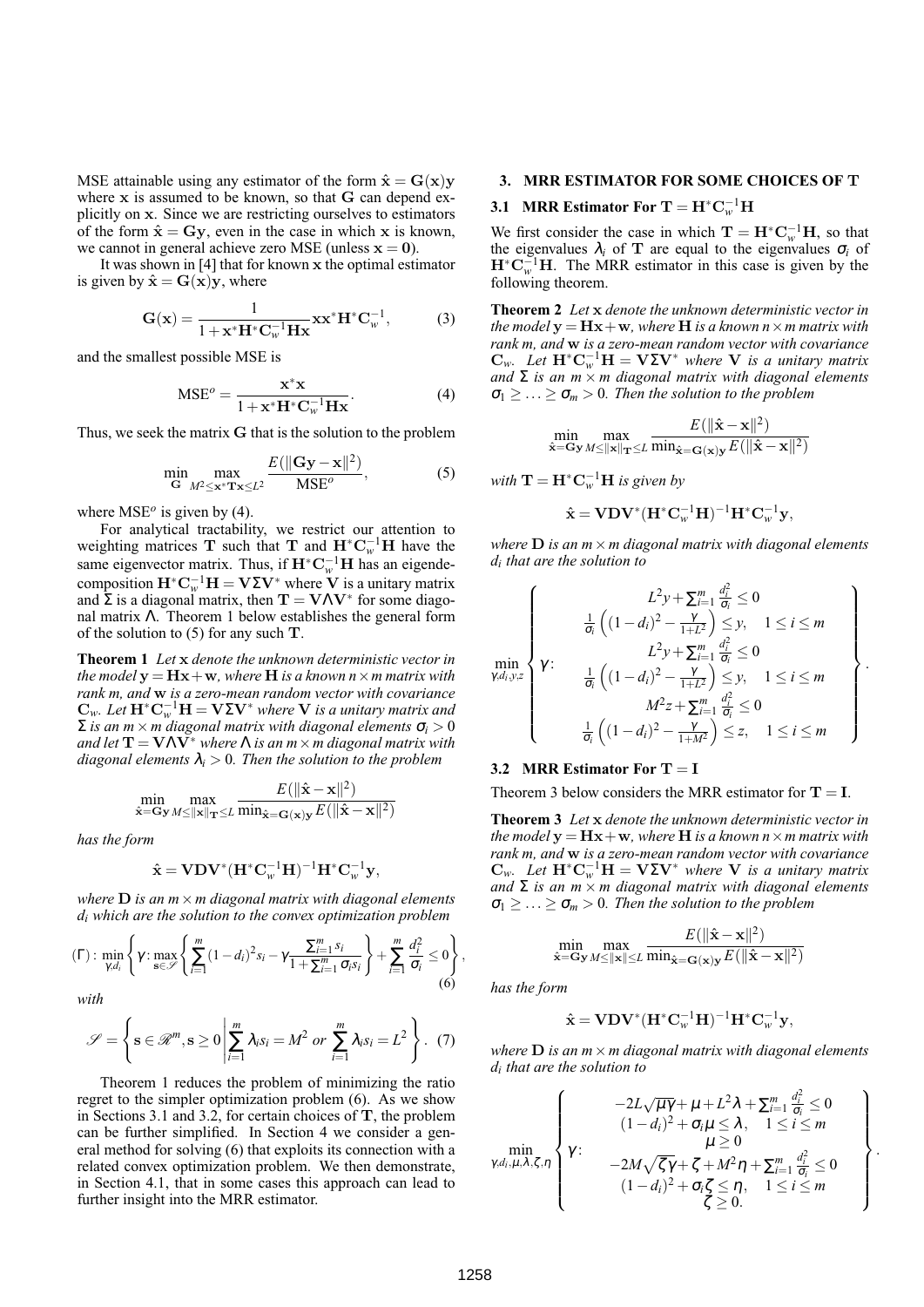MSE attainable using any estimator of the form $\hat{\mathbf{x}} = \mathbf{G}(\mathbf{x})\mathbf{y}$ where $\mathbf{x}$ is assumed to be known, so that $\mathbf{G}$ can depend explicitly on $\mathbf{x}$. Since we are restricting ourselves to estimators of the form $\hat{\mathbf{x}} = \mathbf{G}\mathbf{y}$, even in the case in which $\mathbf{x}$ is known, we cannot in general achieve zero MSE (unless $\mathbf{x} = \mathbf{0}$).

It was shown in [4] that for known $\mathbf{x}$ the optimal estimator is given by $\hat{\mathbf{x}} = \mathbf{G}(\mathbf{x})\mathbf{y}$, where

$$\mathbf{G}(\mathbf{x}) = \frac{1}{1+\mathbf{x}^*\mathbf{H}^*\mathbf{C}_w^{-1}\mathbf{H}\mathbf{x}}\mathbf{x}\mathbf{x}^*\mathbf{H}^*\mathbf{C}_w^{-1}, \tag{3}$$

and the smallest possible MSE is

$$\text{MSE}^o = \frac{\mathbf{x}^*\mathbf{x}}{1+\mathbf{x}^*\mathbf{H}^*\mathbf{C}_w^{-1}\mathbf{H}\mathbf{x}}. \tag{4}$$

Thus, we seek the matrix $\mathbf{G}$ that is the solution to the problem

$$\min_{\mathbf{G}} \max_{M^2 \le \mathbf{x}^*\mathbf{T}\mathbf{x} \le L^2} \frac{E(\|\mathbf{G}\mathbf{y}-\mathbf{x}\|^2)}{\text{MSE}^o}, \tag{5}$$

where $\text{MSE}^o$ is given by (4).

For analytical tractability, we restrict our attention to weighting matrices $\mathbf{T}$ such that $\mathbf{T}$ and $\mathbf{H}^*\mathbf{C}_w^{-1}\mathbf{H}$ have the same eigenvector matrix. Thus, if $\mathbf{H}^*\mathbf{C}_w^{-1}\mathbf{H}$ has an eigendecomposition $\mathbf{H}^*\mathbf{C}_w^{-1}\mathbf{H} = \mathbf{V}\Sigma\mathbf{V}^*$ where $\mathbf{V}$ is a unitary matrix and $\Sigma$ is a diagonal matrix, then $\mathbf{T} = \mathbf{V}\Lambda\mathbf{V}^*$ for some diagonal matrix $\Lambda$. Theorem 1 below establishes the general form of the solution to (5) for any such $\mathbf{T}$.

**Theorem 1** *Let $\mathbf{x}$ denote the unknown deterministic vector in the model $\mathbf{y} = \mathbf{H}\mathbf{x} + \mathbf{w}$, where $\mathbf{H}$ is a known $n \times m$ matrix with rank $m$, and $\mathbf{w}$ is a zero-mean random vector with covariance $\mathbf{C}_w$. Let $\mathbf{H}^*\mathbf{C}_w^{-1}\mathbf{H} = \mathbf{V}\Sigma\mathbf{V}^*$ where $\mathbf{V}$ is a unitary matrix and $\Sigma$ is an $m \times m$ diagonal matrix with diagonal elements $\sigma_i > 0$ and let $\mathbf{T} = \mathbf{V}\Lambda\mathbf{V}^*$ where $\Lambda$ is an $m \times m$ diagonal matrix with diagonal elements $\lambda_i > 0$. Then the solution to the problem*

$$\min_{\hat{\mathbf{x}}=\mathbf{G}\mathbf{y}} \max_{M \le \|\mathbf{x}\|_{\mathbf{T}} \le L} \frac{E(\|\hat{\mathbf{x}}-\mathbf{x}\|^2)}{\min_{\hat{\mathbf{x}}=\mathbf{G}(\mathbf{x})\mathbf{y}} E(\|\hat{\mathbf{x}}-\mathbf{x}\|^2)}$$

*has the form*

$$\hat{\mathbf{x}} = \mathbf{V}\mathbf{D}\mathbf{V}^*(\mathbf{H}^*\mathbf{C}_w^{-1}\mathbf{H})^{-1}\mathbf{H}^*\mathbf{C}_w^{-1}\mathbf{y},$$

*where $\mathbf{D}$ is an $m \times m$ diagonal matrix with diagonal elements $d_i$ which are the solution to the convex optimization problem*

$$(\Gamma): \min_{\gamma, d_i}\left\{\gamma : \max_{\mathbf{s}\in\mathscr{S}}\left\{\sum_{i=1}^m (1-d_i)^2 s_i - \gamma\frac{\sum_{i=1}^m s_i}{1+\sum_{i=1}^m \sigma_i s_i}\right\} + \sum_{i=1}^m \frac{d_i^2}{\sigma_i} \le 0\right\}, \tag{6}$$

*with*

$$\mathscr{S} = \left\{\mathbf{s}\in\mathscr{R}^m, \mathbf{s}\ge 0 \left| \sum_{i=1}^m \lambda_i s_i = M^2 \text{ or } \sum_{i=1}^m \lambda_i s_i = L^2\right.\right\}. \tag{7}$$

Theorem 1 reduces the problem of minimizing the ratio regret to the simpler optimization problem (6). As we show in Sections 3.1 and 3.2, for certain choices of $\mathbf{T}$, the problem can be further simplified. In Section 4 we consider a general method for solving (6) that exploits its connection with a related convex optimization problem. We then demonstrate, in Section 4.1, that in some cases this approach can lead to further insight into the MRR estimator.

## 3. MRR ESTIMATOR FOR SOME CHOICES OF T

### 3.1 MRR Estimator For $\mathbf{T} = \mathbf{H}^*\mathbf{C}_w^{-1}\mathbf{H}$

We first consider the case in which $\mathbf{T} = \mathbf{H}^*\mathbf{C}_w^{-1}\mathbf{H}$, so that the eigenvalues $\lambda_i$ of $\mathbf{T}$ are equal to the eigenvalues $\sigma_i$ of $\mathbf{H}^*\mathbf{C}_w^{-1}\mathbf{H}$. The MRR estimator in this case is given by the following theorem.

**Theorem 2** *Let $\mathbf{x}$ denote the unknown deterministic vector in the model $\mathbf{y} = \mathbf{H}\mathbf{x} + \mathbf{w}$, where $\mathbf{H}$ is a known $n \times m$ matrix with rank $m$, and $\mathbf{w}$ is a zero-mean random vector with covariance $\mathbf{C}_w$. Let $\mathbf{H}^*\mathbf{C}_w^{-1}\mathbf{H} = \mathbf{V}\Sigma\mathbf{V}^*$ where $\mathbf{V}$ is a unitary matrix and $\Sigma$ is an $m \times m$ diagonal matrix with diagonal elements $\sigma_1 \ge \ldots \ge \sigma_m > 0$. Then the solution to the problem*

$$\min_{\hat{\mathbf{x}}=\mathbf{G}\mathbf{y}} \max_{M \le \|\mathbf{x}\|_{\mathbf{T}} \le L} \frac{E(\|\hat{\mathbf{x}}-\mathbf{x}\|^2)}{\min_{\hat{\mathbf{x}}=\mathbf{G}(\mathbf{x})\mathbf{y}} E(\|\hat{\mathbf{x}}-\mathbf{x}\|^2)}$$

*with $\mathbf{T} = \mathbf{H}^*\mathbf{C}_w^{-1}\mathbf{H}$ is given by*

$$\hat{\mathbf{x}} = \mathbf{V}\mathbf{D}\mathbf{V}^*(\mathbf{H}^*\mathbf{C}_w^{-1}\mathbf{H})^{-1}\mathbf{H}^*\mathbf{C}_w^{-1}\mathbf{y},$$

*where $\mathbf{D}$ is an $m \times m$ diagonal matrix with diagonal elements $d_i$ that are the solution to*

$$\min_{\gamma, d_i, y, z}\left\{\gamma : \begin{array}{c} L^2 y + \sum_{i=1}^m \frac{d_i^2}{\sigma_i} \le 0 \\ \frac{1}{\sigma_i}\left((1-d_i)^2 - \frac{\gamma}{1+L^2}\right) \le y, \quad 1 \le i \le m \\ L^2 y + \sum_{i=1}^m \frac{d_i^2}{\sigma_i} \le 0 \\ \frac{1}{\sigma_i}\left((1-d_i)^2 - \frac{\gamma}{1+L^2}\right) \le y, \quad 1 \le i \le m \\ M^2 z + \sum_{i=1}^m \frac{d_i^2}{\sigma_i} \le 0 \\ \frac{1}{\sigma_i}\left((1-d_i)^2 - \frac{\gamma}{1+M^2}\right) \le z, \quad 1 \le i \le m \end{array}\right\}.$$

### 3.2 MRR Estimator For $\mathbf{T} = \mathbf{I}$

Theorem 3 below considers the MRR estimator for $\mathbf{T} = \mathbf{I}$.

**Theorem 3** *Let $\mathbf{x}$ denote the unknown deterministic vector in the model $\mathbf{y} = \mathbf{H}\mathbf{x} + \mathbf{w}$, where $\mathbf{H}$ is a known $n \times m$ matrix with rank $m$, and $\mathbf{w}$ is a zero-mean random vector with covariance $\mathbf{C}_w$. Let $\mathbf{H}^*\mathbf{C}_w^{-1}\mathbf{H} = \mathbf{V}\Sigma\mathbf{V}^*$ where $\mathbf{V}$ is a unitary matrix and $\Sigma$ is an $m \times m$ diagonal matrix with diagonal elements $\sigma_1 \ge \ldots \ge \sigma_m > 0$. Then the solution to the problem*

$$\min_{\hat{\mathbf{x}}=\mathbf{G}\mathbf{y}} \max_{M \le \|\mathbf{x}\| \le L} \frac{E(\|\hat{\mathbf{x}}-\mathbf{x}\|^2)}{\min_{\hat{\mathbf{x}}=\mathbf{G}(\mathbf{x})\mathbf{y}} E(\|\hat{\mathbf{x}}-\mathbf{x}\|^2)}$$

*has the form*

$$\hat{\mathbf{x}} = \mathbf{V}\mathbf{D}\mathbf{V}^*(\mathbf{H}^*\mathbf{C}_w^{-1}\mathbf{H})^{-1}\mathbf{H}^*\mathbf{C}_w^{-1}\mathbf{y},$$

*where $\mathbf{D}$ is an $m \times m$ diagonal matrix with diagonal elements $d_i$ that are the solution to*

$$\min_{\gamma, d_i, \mu, \lambda, \zeta, \eta}\left\{\gamma : \begin{array}{c} -2L\sqrt{\mu\gamma} + \mu + L^2\lambda + \sum_{i=1}^m \frac{d_i^2}{\sigma_i} \le 0 \\ (1-d_i)^2 + \sigma_i\mu \le \lambda, \quad 1 \le i \le m \\ \mu \ge 0 \\ -2M\sqrt{\zeta\gamma} + \zeta + M^2\eta + \sum_{i=1}^m \frac{d_i^2}{\sigma_i} \le 0 \\ (1-d_i)^2 + \sigma_i\zeta \le \eta, \quad 1 \le i \le m \\ \zeta \ge 0. \end{array}\right\}.$$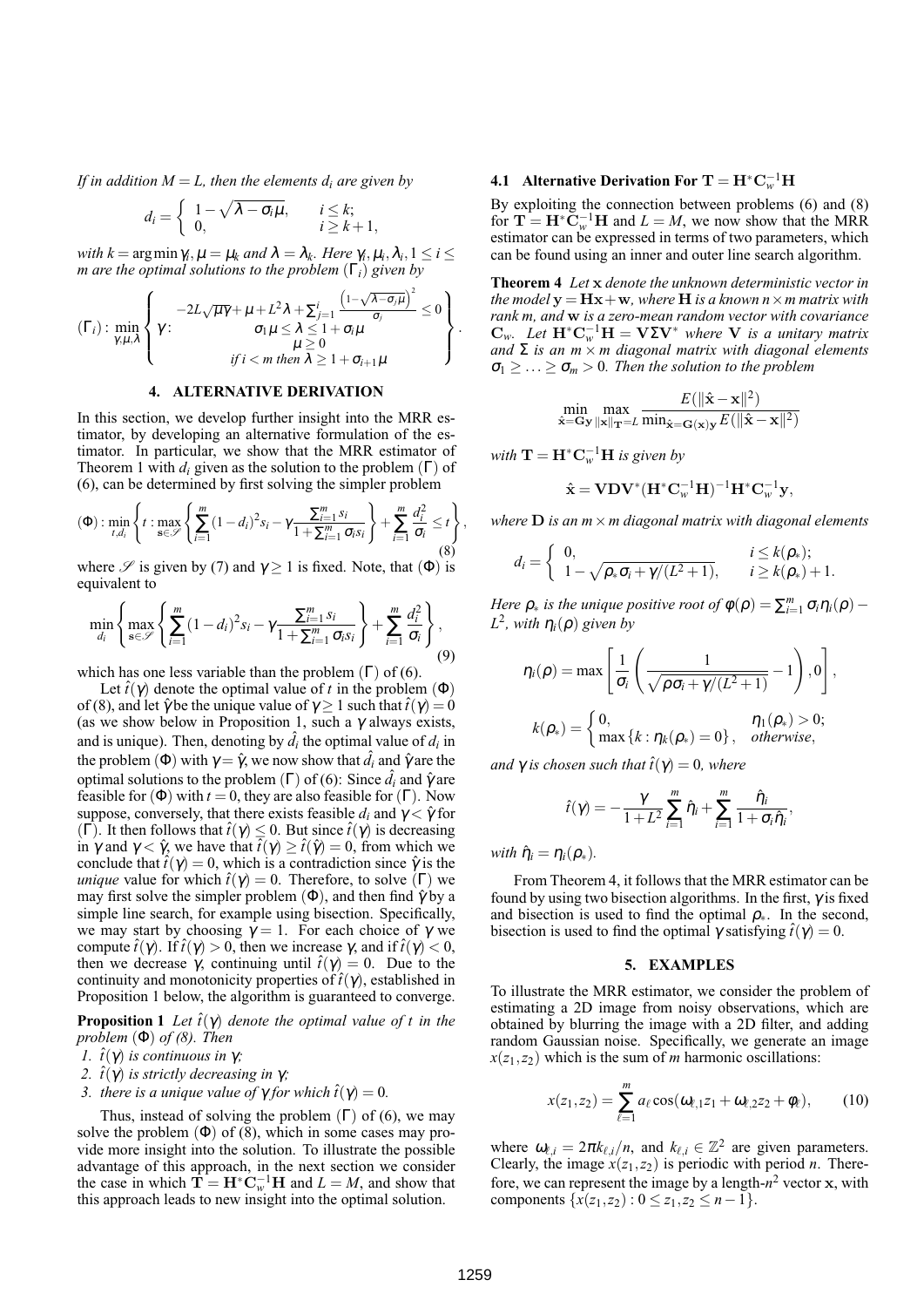*If in addition $M = L$, then the elements $d_i$ are given by*

$$d_i = \begin{cases} 1 - \sqrt{\lambda - \sigma_i \mu}, & i \le k; \\ 0, & i \ge k+1, \end{cases}$$

*with $k = \arg\min \gamma_i$, $\mu = \mu_k$ and $\lambda = \lambda_k$. Here $\gamma_i, \mu_i, \lambda_i, 1 \le i \le m$ are the optimal solutions to the problem $(\Gamma_i)$ given by*

$$(\Gamma_i): \min_{\gamma,\mu,\lambda} \left\{ \gamma : \begin{array}{c} -2L\sqrt{\mu\gamma} + \mu + L^2\lambda + \sum_{j=1}^{i} \frac{\left(1-\sqrt{\lambda-\sigma_j\mu}\right)^2}{\sigma_j} \le 0 \\ \sigma_1\mu \le \lambda \le 1 + \sigma_i\mu \\ \mu \ge 0 \\ \text{if } i < m \text{ then } \lambda \ge 1 + \sigma_{i+1}\mu \end{array} \right\}.$$

## 4. ALTERNATIVE DERIVATION

In this section, we develop further insight into the MRR estimator, by developing an alternative formulation of the estimator. In particular, we show that the MRR estimator of Theorem 1 with $d_i$ given as the solution to the problem $(\Gamma)$ of (6), can be determined by first solving the simpler problem

$$(\Phi): \min_{t,d_i} \left\{ t : \max_{\mathbf{s} \in \mathscr{S}} \left\{ \sum_{i=1}^{m} (1-d_i)^2 s_i - \gamma \frac{\sum_{i=1}^{m} s_i}{1 + \sum_{i=1}^{m} \sigma_i s_i} \right\} + \sum_{i=1}^{m} \frac{d_i^2}{\sigma_i} \le t \right\}, \tag{8}$$

where $\mathscr{S}$ is given by (7) and $\gamma \ge 1$ is fixed. Note, that $(\Phi)$ is equivalent to

$$\min_{d_i} \left\{ \max_{\mathbf{s} \in \mathscr{S}} \left\{ \sum_{i=1}^{m} (1-d_i)^2 s_i - \gamma \frac{\sum_{i=1}^{m} s_i}{1 + \sum_{i=1}^{m} \sigma_i s_i} \right\} + \sum_{i=1}^{m} \frac{d_i^2}{\sigma_i} \right\}, \tag{9}$$

which has one less variable than the problem $(\Gamma)$ of (6).

Let $\hat{t}(\gamma)$ denote the optimal value of $t$ in the problem $(\Phi)$ of (8), and let $\hat{\gamma}$ be the unique value of $\gamma \ge 1$ such that $\hat{t}(\gamma) = 0$ (as we show below in Proposition 1, such a $\gamma$ always exists, and is unique). Then, denoting by $\hat{d}_i$ the optimal value of $d_i$ in the problem $(\Phi)$ with $\gamma = \hat{\gamma}$, we now show that $\hat{d}_i$ and $\hat{\gamma}$ are the optimal solutions to the problem $(\Gamma)$ of (6): Since $\hat{d}_i$ and $\hat{\gamma}$ are feasible for $(\Phi)$ with $t = 0$, they are also feasible for $(\Gamma)$. Now suppose, conversely, that there exists feasible $d_i$ and $\gamma < \hat{\gamma}$ for $(\Gamma)$. It then follows that $\hat{t}(\gamma) \le 0$. But since $\hat{t}(\gamma)$ is decreasing in $\gamma$ and $\gamma < \hat{\gamma}$, we have that $\hat{t}(\gamma) \ge \hat{t}(\hat{\gamma}) = 0$, from which we conclude that $\hat{t}(\gamma) = 0$, which is a contradiction since $\hat{\gamma}$ is the *unique* value for which $\hat{t}(\gamma) = 0$. Therefore, to solve $(\Gamma)$ we may first solve the simpler problem $(\Phi)$, and then find $\hat{\gamma}$ by a simple line search, for example using bisection. Specifically, we may start by choosing $\gamma = 1$. For each choice of $\gamma$ we compute $\hat{t}(\gamma)$. If $\hat{t}(\gamma) > 0$, then we increase $\gamma$, and if $\hat{t}(\gamma) < 0$, then we decrease $\gamma$, continuing until $\hat{t}(\gamma) = 0$. Due to the continuity and monotonicity properties of $\hat{t}(\gamma)$, established in Proposition 1 below, the algorithm is guaranteed to converge.

**Proposition 1** *Let $\hat{t}(\gamma)$ denote the optimal value of $t$ in the problem $(\Phi)$ of (8). Then*

1. *$\hat{t}(\gamma)$ is continuous in $\gamma$;*
2. *$\hat{t}(\gamma)$ is strictly decreasing in $\gamma$;*
3. *there is a unique value of $\gamma$ for which $\hat{t}(\gamma) = 0$.*

Thus, instead of solving the problem $(\Gamma)$ of (6), we may solve the problem $(\Phi)$ of (8), which in some cases may provide more insight into the solution. To illustrate the possible advantage of this approach, in the next section we consider the case in which $\mathbf{T} = \mathbf{H}^*\mathbf{C}_w^{-1}\mathbf{H}$ and $L = M$, and show that this approach leads to new insight into the optimal solution.

### 4.1 Alternative Derivation For $\mathbf{T} = \mathbf{H}^*\mathbf{C}_w^{-1}\mathbf{H}$

By exploiting the connection between problems (6) and (8) for $\mathbf{T} = \mathbf{H}^*\mathbf{C}_w^{-1}\mathbf{H}$ and $L = M$, we now show that the MRR estimator can be expressed in terms of two parameters, which can be found using an inner and outer line search algorithm.

**Theorem 4** *Let $\mathbf{x}$ denote the unknown deterministic vector in the model $\mathbf{y} = \mathbf{H}\mathbf{x} + \mathbf{w}$, where $\mathbf{H}$ is a known $n \times m$ matrix with rank $m$, and $\mathbf{w}$ is a zero-mean random vector with covariance $\mathbf{C}_w$. Let $\mathbf{H}^*\mathbf{C}_w^{-1}\mathbf{H} = \mathbf{V}\Sigma\mathbf{V}^*$ where $\mathbf{V}$ is a unitary matrix and $\Sigma$ is an $m \times m$ diagonal matrix with diagonal elements $\sigma_1 \ge \ldots \ge \sigma_m > 0$. Then the solution to the problem*

$$\min_{\hat{\mathbf{x}} = \mathbf{G}\mathbf{y}} \max_{\|\mathbf{x}\|_{\mathbf{T}} = L} \frac{E(\|\hat{\mathbf{x}} - \mathbf{x}\|^2)}{\min_{\hat{\mathbf{x}} = \mathbf{G}(\mathbf{x})\mathbf{y}} E(\|\hat{\mathbf{x}} - \mathbf{x}\|^2)}$$

*with $\mathbf{T} = \mathbf{H}^*\mathbf{C}_w^{-1}\mathbf{H}$ is given by*

$$\hat{\mathbf{x}} = \mathbf{V}\mathbf{D}\mathbf{V}^*(\mathbf{H}^*\mathbf{C}_w^{-1}\mathbf{H})^{-1}\mathbf{H}^*\mathbf{C}_w^{-1}\mathbf{y},$$

*where $\mathbf{D}$ is an $m \times m$ diagonal matrix with diagonal elements*

$$d_i = \begin{cases} 0, & i \le k(\rho_*); \\ 1 - \sqrt{\rho_*\sigma_i + \gamma/(L^2+1)}, & i \ge k(\rho_*) + 1. \end{cases}$$

*Here $\rho_*$ is the unique positive root of $\phi(\rho) = \sum_{i=1}^{m} \sigma_i \eta_i(\rho) - L^2$, with $\eta_i(\rho)$ given by*

$$\eta_i(\rho) = \max\left[ \frac{1}{\sigma_i} \left( \frac{1}{\sqrt{\rho\sigma_i + \gamma/(L^2+1)}} - 1 \right), 0 \right],$$

$$k(\rho_*) = \begin{cases} 0, & \eta_1(\rho_*) > 0; \\ \max\{k : \eta_k(\rho_*) = 0\}, & \text{otherwise}, \end{cases}$$

*and $\gamma$ is chosen such that $\hat{t}(\gamma) = 0$, where*

$$\hat{t}(\gamma) = -\frac{\gamma}{1+L^2} \sum_{i=1}^{m} \hat{\eta}_i + \sum_{i=1}^{m} \frac{\hat{\eta}_i}{1 + \sigma_i \hat{\eta}_i},$$

*with $\hat{\eta}_i = \eta_i(\rho_*)$.*

From Theorem 4, it follows that the MRR estimator can be found by using two bisection algorithms. In the first, $\gamma$ is fixed and bisection is used to find the optimal $\rho_*$. In the second, bisection is used to find the optimal $\gamma$ satisfying $\hat{t}(\gamma) = 0$.

## 5. EXAMPLES

To illustrate the MRR estimator, we consider the problem of estimating a 2D image from noisy observations, which are obtained by blurring the image with a 2D filter, and adding random Gaussian noise. Specifically, we generate an image $x(z_1, z_2)$ which is the sum of $m$ harmonic oscillations:

$$x(z_1, z_2) = \sum_{\ell=1}^{m} a_\ell \cos(\omega_{\ell,1} z_1 + \omega_{\ell,2} z_2 + \phi_\ell), \tag{10}$$

where $\omega_{\ell,i} = 2\pi k_{\ell,i}/n$, and $k_{\ell,i} \in \mathbb{Z}^2$ are given parameters. Clearly, the image $x(z_1, z_2)$ is periodic with period $n$. Therefore, we can represent the image by a length-$n^2$ vector $\mathbf{x}$, with components $\{x(z_1, z_2) : 0 \le z_1, z_2 \le n-1\}$.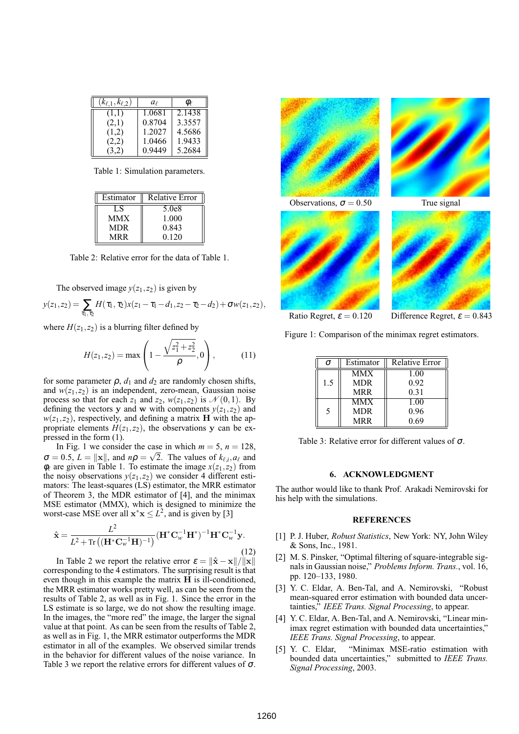| $(k_{\ell,1}, k_{\ell,2})$ | $a_\ell$ | $\phi_\ell$ |
|---|---|---|
| (1,1) | 1.0681 | 2.1438 |
| (2,1) | 0.8704 | 3.3557 |
| (1,2) | 1.2027 | 4.5686 |
| (2,2) | 1.0466 | 1.9433 |
| (3,2) | 0.9449 | 5.2684 |

Table 1: Simulation parameters.

| Estimator | Relative Error |
|---|---|
| LS | 5.0e8 |
| MMX | 1.000 |
| MDR | 0.843 |
| MRR | 0.120 |

Table 2: Relative error for the data of Table 1.

The observed image $y(z_1,z_2)$ is given by

$$y(z_1,z_2) = \sum_{\tau_1,\tau_2} H(\tau_1,\tau_2)x(z_1-\tau_1-d_1, z_2-\tau_2-d_2)+\sigma w(z_1,z_2),$$

where $H(z_1,z_2)$ is a blurring filter defined by

$$H(z_1,z_2) = \max\left(1-\frac{\sqrt{z_1^2+z_2^2}}{\rho}, 0\right), \tag{11}$$

for some parameter $\rho$, $d_1$ and $d_2$ are randomly chosen shifts, and $w(z_1,z_2)$ is an independent, zero-mean, Gaussian noise process so that for each $z_1$ and $z_2$, $w(z_1,z_2)$ is $\mathcal{N}(0,1)$. By defining the vectors $\mathbf{y}$ and $\mathbf{w}$ with components $y(z_1,z_2)$ and $w(z_1,z_2)$, respectively, and defining a matrix $\mathbf{H}$ with the appropriate elements $H(z_1,z_2)$, the observations $\mathbf{y}$ can be expressed in the form (1).

In Fig. 1 we consider the case in which $m=5$, $n=128$, $\sigma=0.5$, $L=\|\mathbf{x}\|$, and $n\rho=\sqrt{2}$. The values of $k_{\ell,i}, a_\ell$ and $\phi_\ell$ are given in Table 1. To estimate the image $x(z_1,z_2)$ from the noisy observations $y(z_1,z_2)$ we consider 4 different estimators: The least-squares (LS) estimator, the MRR estimator of Theorem 3, the MDR estimator of [4], and the minimax MSE estimator (MMX), which is designed to minimize the worst-case MSE over all $\mathbf{x}^*\mathbf{x} \leq L^2$, and is given by [3]

$$\hat{\mathbf{x}} = \frac{L^2}{L^2+\operatorname{Tr}\left((\mathbf{H}^*\mathbf{C}_w^{-1}\mathbf{H})^{-1}\right)}(\mathbf{H}^*\mathbf{C}_w^{-1}\mathbf{H}^*)^{-1}\mathbf{H}^*\mathbf{C}_w^{-1}\mathbf{y}. \tag{12}$$

In Table 2 we report the relative error $\varepsilon = \|\hat{\mathbf{x}}-\mathbf{x}\|/\|\mathbf{x}\|$ corresponding to the 4 estimators. The surprising result is that even though in this example the matrix $\mathbf{H}$ is ill-conditioned, the MRR estimator works pretty well, as can be seen from the results of Table 2, as well as in Fig. 1. Since the error in the LS estimate is so large, we do not show the resulting image. In the images, the "more red" the image, the larger the signal value at that point. As can be seen from the results of Table 2, as well as in Fig. 1, the MRR estimator outperforms the MDR estimator in all of the examples. We observed similar trends in the behavior for different values of the noise variance. In Table 3 we report the relative errors for different values of $\sigma$.

Observations, $\sigma = 0.50$

True signal

Ratio Regret, $\varepsilon = 0.120$

Difference Regret, $\varepsilon = 0.843$

Figure 1: Comparison of the minimax regret estimators.

| $\sigma$ | Estimator | Relative Error |
|---|---|---|
| 1.5 | MMX | 1.00 |
| | MDR | 0.92 |
| | MRR | 0.31 |
| 5 | MMX | 1.00 |
| | MDR | 0.96 |
| | MRR | 0.69 |

Table 3: Relative error for different values of $\sigma$.

## 6. ACKNOWLEDGMENT

The author would like to thank Prof. Arakadi Nemirovski for his help with the simulations.

## REFERENCES

[1] P. J. Huber, *Robust Statistics*, New York: NY, John Wiley & Sons, Inc., 1981.

[2] M. S. Pinsker, "Optimal filtering of square-integrable signals in Gaussian noise," *Problems Inform. Trans.*, vol. 16, pp. 120–133, 1980.

[3] Y. C. Eldar, A. Ben-Tal, and A. Nemirovski, "Robust mean-squared error estimation with bounded data uncertainties," *IEEE Trans. Signal Processing*, to appear.

[4] Y. C. Eldar, A. Ben-Tal, and A. Nemirovski, "Linear minimax regret estimation with bounded data uncertainties," *IEEE Trans. Signal Processing*, to appear.

[5] Y. C. Eldar, "Minimax MSE-ratio estimation with bounded data uncertainties," submitted to *IEEE Trans. Signal Processing*, 2003.